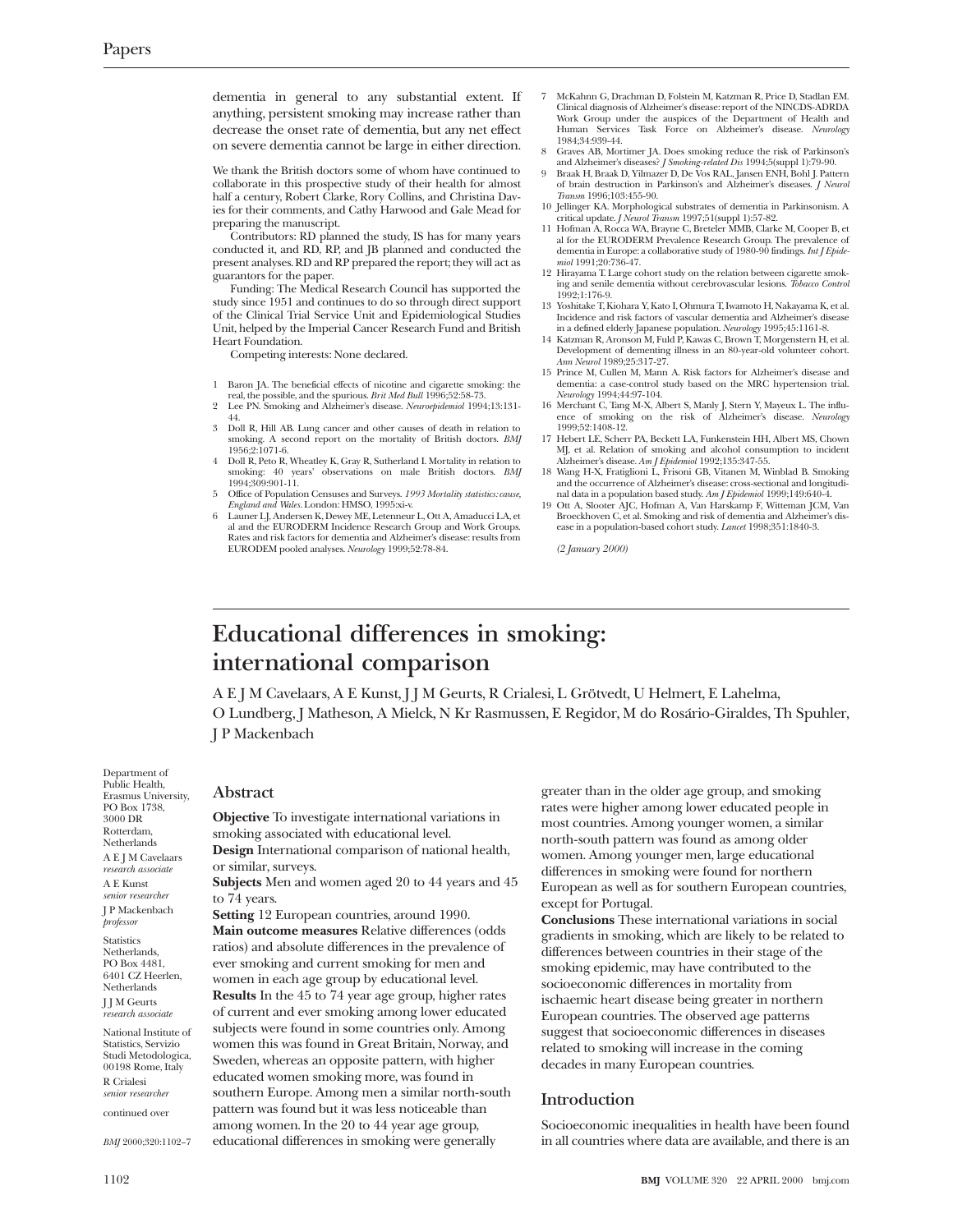dementia in general to any substantial extent. If anything, persistent smoking may increase rather than decrease the onset rate of dementia, but any net effect on severe dementia cannot be large in either direction.

We thank the British doctors some of whom have continued to collaborate in this prospective study of their health for almost half a century, Robert Clarke, Rory Collins, and Christina Davies for their comments, and Cathy Harwood and Gale Mead for preparing the manuscript.

Contributors: RD planned the study, IS has for many years conducted it, and RD, RP, and JB planned and conducted the present analyses. RD and RP prepared the report; they will act as guarantors for the paper.

Funding: The Medical Research Council has supported the study since 1951 and continues to do so through direct support of the Clinical Trial Service Unit and Epidemiological Studies Unit, helped by the Imperial Cancer Research Fund and British Heart Foundation.

Competing interests: None declared.

1. Baron JA. The beneficial effects of nicotine and cigarette smoking: the real, the possible, and the spurious. *Brit Med Bull* 1996;52:58-73.
2. Lee PN. Smoking and Alzheimer's disease. *Neuroepidemiol* 1994;13:131-44.
3. Doll R, Hill AB. Lung cancer and other causes of death in relation to smoking. A second report on the mortality of British doctors. *BMJ* 1956;2:1071-6.
4. Doll R, Peto R, Wheatley K, Gray R, Sutherland I. Mortality in relation to smoking: 40 years' observations on male British doctors. *BMJ* 1994;309:901-11.
5. Office of Population Censuses and Surveys. *1993 Mortality statistics: cause, England and Wales*. London: HMSO, 1995:xi-v.
6. Launer LJ, Andersen K, Dewey ME, Letenneur L, Ott A, Amaducci LA, et al and the EURODERM Incidence Research Group and Work Groups. Rates and risk factors for dementia and Alzheimer's disease: results from EURODEM pooled analyses. *Neurology* 1999;52:78-84.
7. McKahnn G, Drachman D, Folstein M, Katzman R, Price D, Stadlan EM. Clinical diagnosis of Alzheimer's disease: report of the NINCDS-ADRDA Work Group under the auspices of the Department of Health and Human Services Task Force on Alzheimer's disease. *Neurology* 1984;34:939-44.
8. Graves AB, Mortimer JA. Does smoking reduce the risk of Parkinson's and Alzheimer's diseases? *J Smoking-related Dis* 1994;5(suppl 1):79-90.
9. Braak H, Braak D, Yilmazer D, De Vos RAL, Jansen ENH, Bohl J. Pattern of brain destruction in Parkinson's and Alzheimer's diseases. *J Neurol Transm* 1996;103:455-90.
10. Jellinger KA. Morphological substrates of dementia in Parkinsonism. A critical update. *J Neurol Transm* 1997;51(suppl 1):57-82.
11. Hofman A, Rocca WA, Brayne C, Breteler MMB, Clarke M, Cooper B, et al for the EURODERM Prevalence Research Group. The prevalence of dementia in Europe: a collaborative study of 1980-90 findings. *Int J Epidemiol* 1991;20:736-47.
12. Hirayama T. Large cohort study on the relation between cigarette smoking and senile dementia without cerebrovascular lesions. *Tobacco Control* 1992;1:176-9.
13. Yoshitake T, Kiohara Y, Kato I, Ohmura T, Iwamoto H, Nakayama K, et al. Incidence and risk factors of vascular dementia and Alzheimer's disease in a defined elderly Japanese population. *Neurology* 1995;45:1161-8.
14. Katzman R, Aronson M, Fuld P, Kawas C, Brown T, Morgenstern H, et al. Development of dementing illness in an 80-year-old volunteer cohort. *Ann Neurol* 1989;25:317-27.
15. Prince M, Cullen M, Mann A. Risk factors for Alzheimer's disease and dementia: a case-control study based on the MRC hypertension trial. *Neurology* 1994;44:97-104.
16. Merchant C, Tang M-X, Albert S, Manly J, Stern Y, Mayeux L. The influence of smoking on the risk of Alzheimer's disease. *Neurology* 1999;52:1408-12.
17. Hebert LE, Scherr PA, Beckett LA, Funkenstein HH, Albert MS, Chown MJ, et al. Relation of smoking and alcohol consumption to incident Alzheimer's disease. *Am J Epidemiol* 1992;135:347-55.
18. Wang H-X, Fratiglioni L, Frisoni GB, Vitanen M, Winblad B. Smoking and the occurrence of Alzheimer's disease: cross-sectional and longitudinal data in a population based study. *Am J Epidemiol* 1999;149:640-4.
19. Ott A, Slooter AJC, Hofman A, Van Harskamp F, Witteman JCM, Van Broeckhoven C, et al. Smoking and risk of dementia and Alzheimer's disease in a population-based cohort study. *Lancet* 1998;351:1840-3.

*(2 January 2000)*

# Educational differences in smoking: international comparison

A E J M Cavelaars, A E Kunst, J J M Geurts, R Crialesi, L Grötvedt, U Helmert, E Lahelma, O Lundberg, J Matheson, A Mielck, N Kr Rasmussen, E Regidor, M do Rosário-Giraldes, Th Spuhler, J P Mackenbach

Department of Public Health, Erasmus University, PO Box 1738, 3000 DR Rotterdam, Netherlands
A E J M Cavelaars *research associate*
A E Kunst *senior researcher*
J P Mackenbach *professor*

Statistics Netherlands, PO Box 4481, 6401 CZ Heerlen, Netherlands
J J M Geurts *research associate*

National Institute of Statistics, Servizio Studi Metodologica, 00198 Rome, Italy
R Crialesi *senior researcher*

continued over

*BMJ* 2000;320:1102–7

## Abstract

**Objective** To investigate international variations in smoking associated with educational level.

**Design** International comparison of national health, or similar, surveys.

**Subjects** Men and women aged 20 to 44 years and 45 to 74 years.

**Setting** 12 European countries, around 1990.

**Main outcome measures** Relative differences (odds ratios) and absolute differences in the prevalence of ever smoking and current smoking for men and women in each age group by educational level.

**Results** In the 45 to 74 year age group, higher rates of current and ever smoking among lower educated subjects were found in some countries only. Among women this was found in Great Britain, Norway, and Sweden, whereas an opposite pattern, with higher educated women smoking more, was found in southern Europe. Among men a similar north-south pattern was found but it was less noticeable than among women. In the 20 to 44 year age group, educational differences in smoking were generally greater than in the older age group, and smoking rates were higher among lower educated people in most countries. Among younger women, a similar north-south pattern was found as among older women. Among younger men, large educational differences in smoking were found for northern European as well as for southern European countries, except for Portugal.

**Conclusions** These international variations in social gradients in smoking, which are likely to be related to differences between countries in their stage of the smoking epidemic, may have contributed to the socioeconomic differences in mortality from ischaemic heart disease being greater in northern European countries. The observed age patterns suggest that socioeconomic differences in diseases related to smoking will increase in the coming decades in many European countries.

## Introduction

Socioeconomic inequalities in health have been found in all countries where data are available, and there is an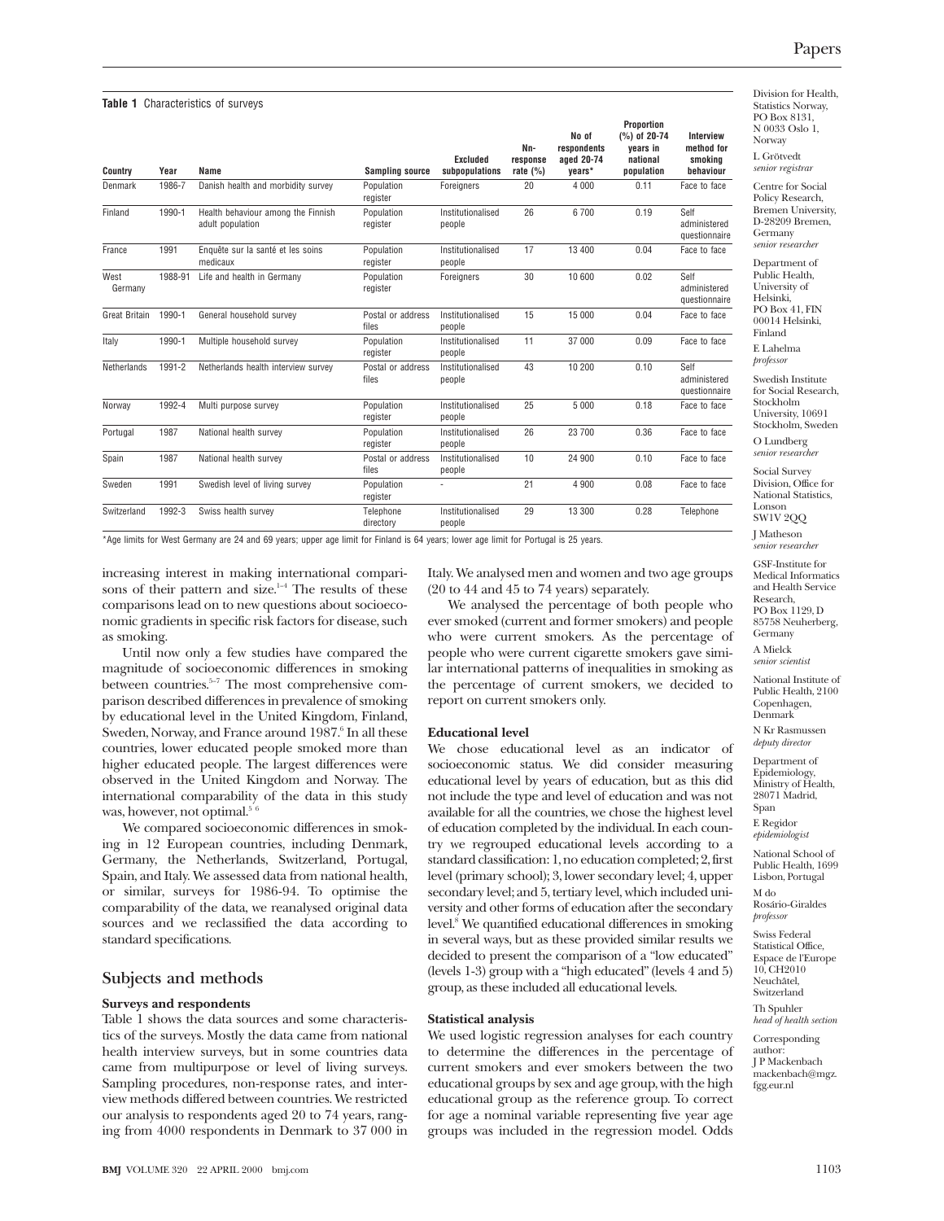**Table 1** Characteristics of surveys

| Country | Year | Name | Sampling source | Excluded subpopulations | Nn-response rate (%) | No of respondents aged 20-74 years* | Proportion (%) of 20-74 years in national population | Interview method for smoking behaviour |
|---|---|---|---|---|---|---|---|---|
| Denmark | 1986-7 | Danish health and morbidity survey | Population register | Foreigners | 20 | 4 000 | 0.11 | Face to face |
| Finland | 1990-1 | Health behaviour among the Finnish adult population | Population register | Institutionalised people | 26 | 6 700 | 0.19 | Self administered questionnaire |
| France | 1991 | Enquête sur la santé et les soins medicaux | Population register | Institutionalised people | 17 | 13 400 | 0.04 | Face to face |
| West Germany | 1988-91 | Life and health in Germany | Population register | Foreigners | 30 | 10 600 | 0.02 | Self administered questionnaire |
| Great Britain | 1990-1 | General household survey | Postal or address files | Institutionalised people | 15 | 15 000 | 0.04 | Face to face |
| Italy | 1990-1 | Multiple household survey | Population register | Institutionalised people | 11 | 37 000 | 0.09 | Face to face |
| Netherlands | 1991-2 | Netherlands health interview survey | Postal or address files | Institutionalised people | 43 | 10 200 | 0.10 | Self administered questionnaire |
| Norway | 1992-4 | Multi purpose survey | Population register | Institutionalised people | 25 | 5 000 | 0.18 | Face to face |
| Portugal | 1987 | National health survey | Population register | Institutionalised people | 26 | 23 700 | 0.36 | Face to face |
| Spain | 1987 | National health survey | Postal or address files | Institutionalised people | 10 | 24 900 | 0.10 | Face to face |
| Sweden | 1991 | Swedish level of living survey | Population register | - | 21 | 4 900 | 0.08 | Face to face |
| Switzerland | 1992-3 | Swiss health survey | Telephone directory | Institutionalised people | 29 | 13 300 | 0.28 | Telephone |

*Age limits for West Germany are 24 and 69 years; upper age limit for Finland is 64 years; lower age limit for Portugal is 25 years.

increasing interest in making international comparisons of their pattern and size.[1-4] The results of these comparisons lead on to new questions about socioeconomic gradients in specific risk factors for disease, such as smoking.

Until now only a few studies have compared the magnitude of socioeconomic differences in smoking between countries.[5-7] The most comprehensive comparison described differences in prevalence of smoking by educational level in the United Kingdom, Finland, Sweden, Norway, and France around 1987.[6] In all these countries, lower educated people smoked more than higher educated people. The largest differences were observed in the United Kingdom and Norway. The international comparability of the data in this study was, however, not optimal.[5 6]

We compared socioeconomic differences in smoking in 12 European countries, including Denmark, Germany, the Netherlands, Switzerland, Portugal, Spain, and Italy. We assessed data from national health, or similar, surveys for 1986-94. To optimise the comparability of the data, we reanalysed original data sources and we reclassified the data according to standard specifications.

## Subjects and methods

### Surveys and respondents

Table 1 shows the data sources and some characteristics of the surveys. Mostly the data came from national health interview surveys, but in some countries data came from multipurpose or level of living surveys. Sampling procedures, non-response rates, and interview methods differed between countries. We restricted our analysis to respondents aged 20 to 74 years, ranging from 4000 respondents in Denmark to 37 000 in Italy. We analysed men and women and two age groups (20 to 44 and 45 to 74 years) separately.

We analysed the percentage of both people who ever smoked (current and former smokers) and people who were current smokers. As the percentage of people who were current cigarette smokers gave similar international patterns of inequalities in smoking as the percentage of current smokers, we decided to report on current smokers only.

### Educational level

We chose educational level as an indicator of socioeconomic status. We did consider measuring educational level by years of education, but as this did not include the type and level of education and was not available for all the countries, we chose the highest level of education completed by the individual. In each country we regrouped educational levels according to a standard classification: 1, no education completed; 2, first level (primary school); 3, lower secondary level; 4, upper secondary level; and 5, tertiary level, which included university and other forms of education after the secondary level.[8] We quantified educational differences in smoking in several ways, but as these provided similar results we decided to present the comparison of a "low educated" (levels 1-3) group with a "high educated" (levels 4 and 5) group, as these included all educational levels.

### Statistical analysis

We used logistic regression analyses for each country to determine the differences in the percentage of current smokers and ever smokers between the two educational groups by sex and age group, with the high educational group as the reference group. To correct for age a nominal variable representing five year age groups was included in the regression model. Odds

Division for Health, Statistics Norway, PO Box 8131, N 0033 Oslo 1, Norway
L Grötvedt *senior registrar*

Centre for Social Policy Research, Bremen University, D-28209 Bremen, Germany
*senior researcher*

Department of Public Health, University of Helsinki, PO Box 41, FIN 00014 Helsinki, Finland
E Lahelma *professor*

Swedish Institute for Social Research, Stockholm University, 10691 Stockholm, Sweden
O Lundberg *senior researcher*

Social Survey Division, Office for National Statistics, Lonson SW1V 2QQ
J Matheson *senior researcher*

GSF-Institute for Medical Informatics and Health Service Research, PO Box 1129, D 85758 Neuherberg, Germany
A Mielck *senior scientist*

National Institute of Public Health, 2100 Copenhagen, Denmark
N Kr Rasmussen *deputy director*

Department of Epidemiology, Ministry of Health, 28071 Madrid, Span
E Regidor *epidemiologist*

National School of Public Health, 1699 Lisbon, Portugal
M do Rosário-Giraldes *professor*

Swiss Federal Statistical Office, Espace de l'Europe 10, CH2010 Neuchâtel, Switzerland
Th Spuhler *head of health section*

Corresponding author: J P Mackenbach mackenbach@mgz.fgg.eur.nl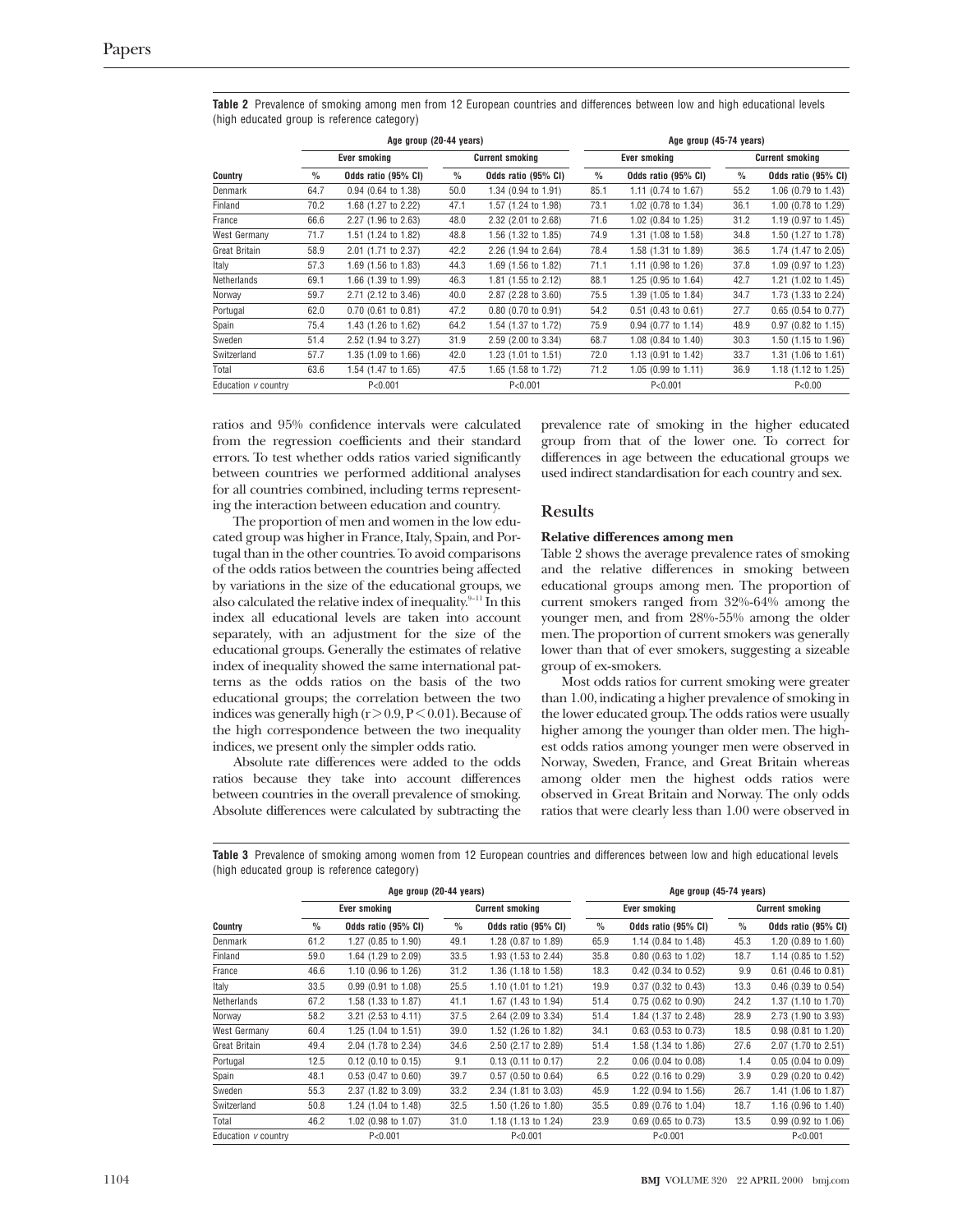**Table 2** Prevalence of smoking among men from 12 European countries and differences between low and high educational levels (high educated group is reference category)

| | Age group (20-44 years) | | | | Age group (45-74 years) | | | |
|---|---|---|---|---|---|---|---|---|
| | Ever smoking | | Current smoking | | Ever smoking | | Current smoking | |
| Country | % | Odds ratio (95% CI) | % | Odds ratio (95% CI) | % | Odds ratio (95% CI) | % | Odds ratio (95% CI) |
| Denmark | 64.7 | 0.94 (0.64 to 1.38) | 50.0 | 1.34 (0.94 to 1.91) | 85.1 | 1.11 (0.74 to 1.67) | 55.2 | 1.06 (0.79 to 1.43) |
| Finland | 70.2 | 1.68 (1.27 to 2.22) | 47.1 | 1.57 (1.24 to 1.98) | 73.1 | 1.02 (0.78 to 1.34) | 36.1 | 1.00 (0.78 to 1.29) |
| France | 66.6 | 2.27 (1.96 to 2.63) | 48.0 | 2.32 (2.01 to 2.68) | 71.6 | 1.02 (0.84 to 1.25) | 31.2 | 1.19 (0.97 to 1.45) |
| West Germany | 71.7 | 1.51 (1.24 to 1.82) | 48.8 | 1.56 (1.32 to 1.85) | 74.9 | 1.31 (1.08 to 1.58) | 34.8 | 1.50 (1.27 to 1.78) |
| Great Britain | 58.9 | 2.01 (1.71 to 2.37) | 42.2 | 2.26 (1.94 to 2.64) | 78.4 | 1.58 (1.31 to 1.89) | 36.5 | 1.74 (1.47 to 2.05) |
| Italy | 57.3 | 1.69 (1.56 to 1.83) | 44.3 | 1.69 (1.56 to 1.82) | 71.1 | 1.11 (0.98 to 1.26) | 37.8 | 1.09 (0.97 to 1.23) |
| Netherlands | 69.1 | 1.66 (1.39 to 1.99) | 46.3 | 1.81 (1.55 to 2.12) | 88.1 | 1.25 (0.95 to 1.64) | 42.7 | 1.21 (1.02 to 1.45) |
| Norway | 59.7 | 2.71 (2.12 to 3.46) | 40.0 | 2.87 (2.28 to 3.60) | 75.5 | 1.39 (1.05 to 1.84) | 34.7 | 1.73 (1.33 to 2.24) |
| Portugal | 62.0 | 0.70 (0.61 to 0.81) | 47.2 | 0.80 (0.70 to 0.91) | 54.2 | 0.51 (0.43 to 0.61) | 27.7 | 0.65 (0.54 to 0.77) |
| Spain | 75.4 | 1.43 (1.26 to 1.62) | 64.2 | 1.54 (1.37 to 1.72) | 75.9 | 0.94 (0.77 to 1.14) | 48.9 | 0.97 (0.82 to 1.15) |
| Sweden | 51.4 | 2.52 (1.94 to 3.27) | 31.9 | 2.59 (2.00 to 3.34) | 68.7 | 1.08 (0.84 to 1.40) | 30.3 | 1.50 (1.15 to 1.96) |
| Switzerland | 57.7 | 1.35 (1.09 to 1.66) | 42.0 | 1.23 (1.01 to 1.51) | 72.0 | 1.13 (0.91 to 1.42) | 33.7 | 1.31 (1.06 to 1.61) |
| Total | 63.6 | 1.54 (1.47 to 1.65) | 47.5 | 1.65 (1.58 to 1.72) | 71.2 | 1.05 (0.99 to 1.11) | 36.9 | 1.18 (1.12 to 1.25) |
| Education *v* country | | P<0.001 | | P<0.001 | | P<0.001 | | P<0.00 |

ratios and 95% confidence intervals were calculated from the regression coefficients and their standard errors. To test whether odds ratios varied significantly between countries we performed additional analyses for all countries combined, including terms representing the interaction between education and country.

The proportion of men and women in the low educated group was higher in France, Italy, Spain, and Portugal than in the other countries. To avoid comparisons of the odds ratios between the countries being affected by variations in the size of the educational groups, we also calculated the relative index of inequality.[9-11] In this index all educational levels are taken into account separately, with an adjustment for the size of the educational groups. Generally the estimates of relative index of inequality showed the same international patterns as the odds ratios on the basis of the two educational groups; the correlation between the two indices was generally high ($r > 0.9$, $P < 0.01$). Because of the high correspondence between the two inequality indices, we present only the simpler odds ratio.

Absolute rate differences were added to the odds ratios because they take into account differences between countries in the overall prevalence of smoking. Absolute differences were calculated by subtracting the prevalence rate of smoking in the higher educated group from that of the lower one. To correct for differences in age between the educational groups we used indirect standardisation for each country and sex.

## Results

### Relative differences among men

Table 2 shows the average prevalence rates of smoking and the relative differences in smoking between educational groups among men. The proportion of current smokers ranged from 32%-64% among the younger men, and from 28%-55% among the older men. The proportion of current smokers was generally lower than that of ever smokers, suggesting a sizeable group of ex-smokers.

Most odds ratios for current smoking were greater than 1.00, indicating a higher prevalence of smoking in the lower educated group. The odds ratios were usually higher among the younger than older men. The highest odds ratios among younger men were observed in Norway, Sweden, France, and Great Britain whereas among older men the highest odds ratios were observed in Great Britain and Norway. The only odds ratios that were clearly less than 1.00 were observed in

**Table 3** Prevalence of smoking among women from 12 European countries and differences between low and high educational levels (high educated group is reference category)

| | Age group (20-44 years) | | | | Age group (45-74 years) | | | |
|---|---|---|---|---|---|---|---|---|
| | Ever smoking | | Current smoking | | Ever smoking | | Current smoking | |
| Country | % | Odds ratio (95% CI) | % | Odds ratio (95% CI) | % | Odds ratio (95% CI) | % | Odds ratio (95% CI) |
| Denmark | 61.2 | 1.27 (0.85 to 1.90) | 49.1 | 1.28 (0.87 to 1.89) | 65.9 | 1.14 (0.84 to 1.48) | 45.3 | 1.20 (0.89 to 1.60) |
| Finland | 59.0 | 1.64 (1.29 to 2.09) | 33.5 | 1.93 (1.53 to 2.44) | 35.8 | 0.80 (0.63 to 1.02) | 18.7 | 1.14 (0.85 to 1.52) |
| France | 46.6 | 1.10 (0.96 to 1.26) | 31.2 | 1.36 (1.18 to 1.58) | 18.3 | 0.42 (0.34 to 0.52) | 9.9 | 0.61 (0.46 to 0.81) |
| Italy | 33.5 | 0.99 (0.91 to 1.08) | 25.5 | 1.10 (1.01 to 1.21) | 19.9 | 0.37 (0.32 to 0.43) | 13.3 | 0.46 (0.39 to 0.54) |
| Netherlands | 67.2 | 1.58 (1.33 to 1.87) | 41.1 | 1.67 (1.43 to 1.94) | 51.4 | 0.75 (0.62 to 0.90) | 24.2 | 1.37 (1.10 to 1.70) |
| Norway | 58.2 | 3.21 (2.53 to 4.11) | 37.5 | 2.64 (2.09 to 3.34) | 51.4 | 1.84 (1.37 to 2.48) | 28.9 | 2.73 (1.90 to 3.93) |
| West Germany | 60.4 | 1.25 (1.04 to 1.51) | 39.0 | 1.52 (1.26 to 1.82) | 34.1 | 0.63 (0.53 to 0.73) | 18.5 | 0.98 (0.81 to 1.20) |
| Great Britain | 49.4 | 2.04 (1.78 to 2.34) | 34.6 | 2.50 (2.17 to 2.89) | 51.4 | 1.58 (1.34 to 1.86) | 27.6 | 2.07 (1.70 to 2.51) |
| Portugal | 12.5 | 0.12 (0.10 to 0.15) | 9.1 | 0.13 (0.11 to 0.17) | 2.2 | 0.06 (0.04 to 0.08) | 1.4 | 0.05 (0.04 to 0.09) |
| Spain | 48.1 | 0.53 (0.47 to 0.60) | 39.7 | 0.57 (0.50 to 0.64) | 6.5 | 0.22 (0.16 to 0.29) | 3.9 | 0.29 (0.20 to 0.42) |
| Sweden | 55.3 | 2.37 (1.82 to 3.09) | 33.2 | 2.34 (1.81 to 3.03) | 45.9 | 1.22 (0.94 to 1.56) | 26.7 | 1.41 (1.06 to 1.87) |
| Switzerland | 50.8 | 1.24 (1.04 to 1.48) | 32.5 | 1.50 (1.26 to 1.80) | 35.5 | 0.89 (0.76 to 1.04) | 18.7 | 1.16 (0.96 to 1.40) |
| Total | 46.2 | 1.02 (0.98 to 1.07) | 31.0 | 1.18 (1.13 to 1.24) | 23.9 | 0.69 (0.65 to 0.73) | 13.5 | 0.99 (0.92 to 1.06) |
| Education *v* country | | P<0.001 | | P<0.001 | | P<0.001 | | P<0.001 |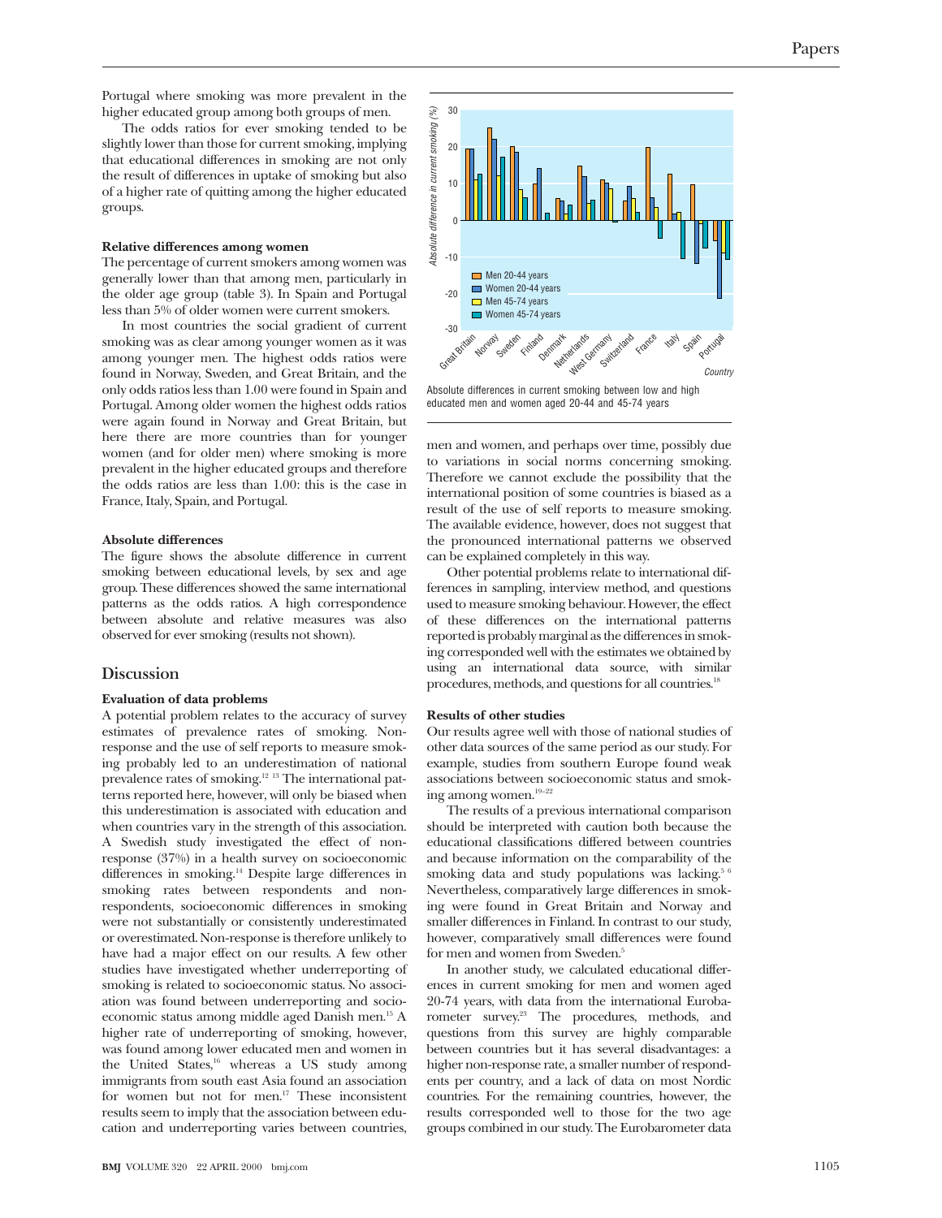Portugal where smoking was more prevalent in the higher educated group among both groups of men.

The odds ratios for ever smoking tended to be slightly lower than those for current smoking, implying that educational differences in smoking are not only the result of differences in uptake of smoking but also of a higher rate of quitting among the higher educated groups.

**Relative differences among women**

The percentage of current smokers among women was generally lower than that among men, particularly in the older age group (table 3). In Spain and Portugal less than 5% of older women were current smokers.

In most countries the social gradient of current smoking was as clear among younger women as it was among younger men. The highest odds ratios were found in Norway, Sweden, and Great Britain, and the only odds ratios less than 1.00 were found in Spain and Portugal. Among older women the highest odds ratios were again found in Norway and Great Britain, but here there are more countries than for younger women (and for older men) where smoking is more prevalent in the higher educated groups and therefore the odds ratios are less than 1.00: this is the case in France, Italy, Spain, and Portugal.

**Absolute differences**

The figure shows the absolute difference in current smoking between educational levels, by sex and age group. These differences showed the same international patterns as the odds ratios. A high correspondence between absolute and relative measures was also observed for ever smoking (results not shown).

Absolute differences in current smoking between low and high educated men and women aged 20-44 and 45-74 years

## Discussion

**Evaluation of data problems**

A potential problem relates to the accuracy of survey estimates of prevalence rates of smoking. Non-response and the use of self reports to measure smoking probably led to an underestimation of national prevalence rates of smoking.[12 13] The international patterns reported here, however, will only be biased when this underestimation is associated with education and when countries vary in the strength of this association. A Swedish study investigated the effect of non-response (37%) in a health survey on socioeconomic differences in smoking.[14] Despite large differences in smoking rates between respondents and non-respondents, socioeconomic differences in smoking were not substantially or consistently underestimated or overestimated. Non-response is therefore unlikely to have had a major effect on our results. A few other studies have investigated whether underreporting of smoking is related to socioeconomic status. No association was found between underreporting and socioeconomic status among middle aged Danish men.[15] A higher rate of underreporting of smoking, however, was found among lower educated men and women in the United States,[16] whereas a US study among immigrants from south east Asia found an association for women but not for men.[17] These inconsistent results seem to imply that the association between education and underreporting varies between countries, men and women, and perhaps over time, possibly due to variations in social norms concerning smoking. Therefore we cannot exclude the possibility that the international position of some countries is biased as a result of the use of self reports to measure smoking. The available evidence, however, does not suggest that the pronounced international patterns we observed can be explained completely in this way.

Other potential problems relate to international differences in sampling, interview method, and questions used to measure smoking behaviour. However, the effect of these differences on the international patterns reported is probably marginal as the differences in smoking corresponded well with the estimates we obtained by using an international data source, with similar procedures, methods, and questions for all countries.[18]

**Results of other studies**

Our results agree well with those of national studies of other data sources of the same period as our study. For example, studies from southern Europe found weak associations between socioeconomic status and smoking among women.[19–22]

The results of a previous international comparison should be interpreted with caution both because the educational classifications differed between countries and because information on the comparability of the smoking data and study populations was lacking.[5 6] Nevertheless, comparatively large differences in smoking were found in Great Britain and Norway and smaller differences in Finland. In contrast to our study, however, comparatively small differences were found for men and women from Sweden.[5]

In another study, we calculated educational differences in current smoking for men and women aged 20-74 years, with data from the international Eurobarometer survey.[23] The procedures, methods, and questions from this survey are highly comparable between countries but it has several disadvantages: a higher non-response rate, a smaller number of respondents per country, and a lack of data on most Nordic countries. For the remaining countries, however, the results corresponded well to those for the two age groups combined in our study. The Eurobarometer data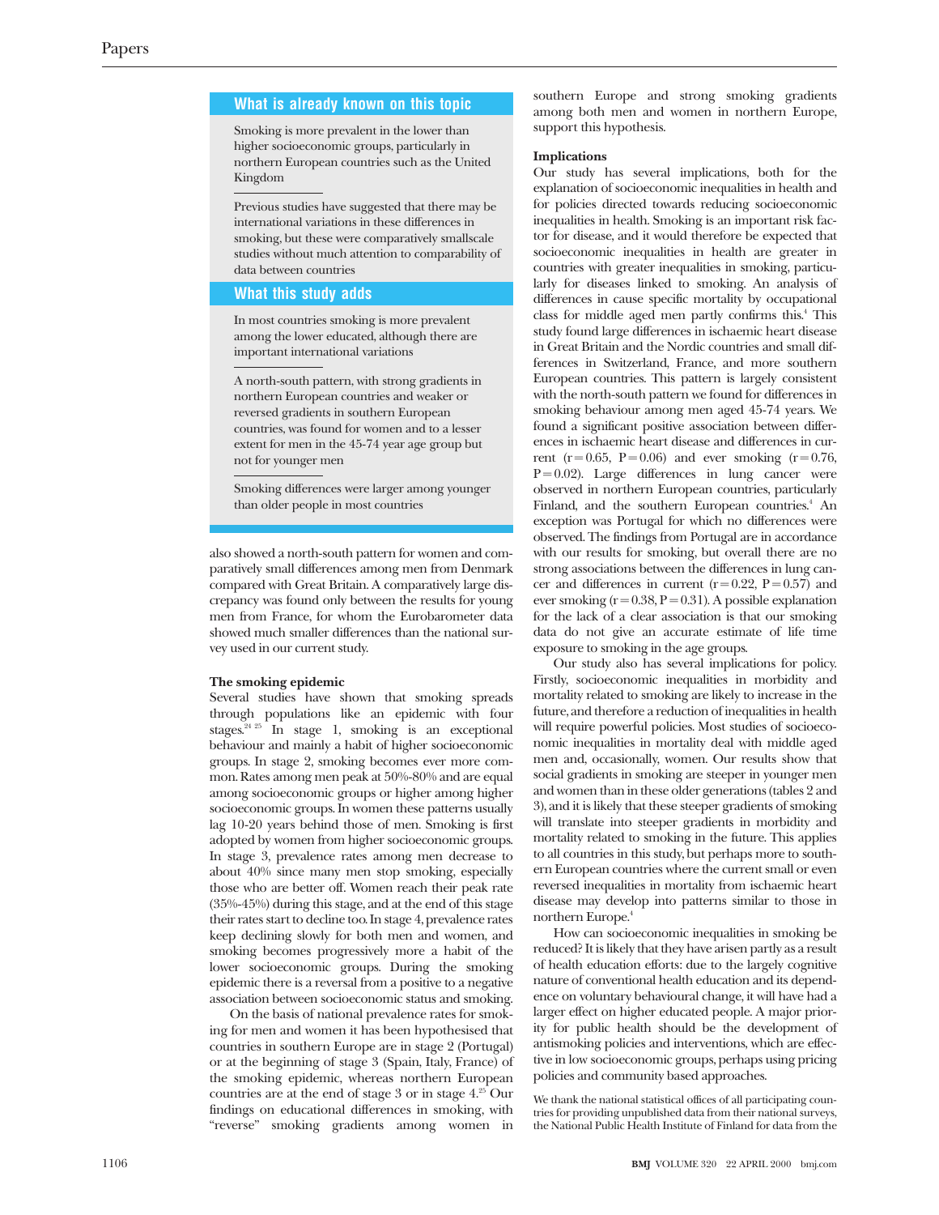## What is already known on this topic

Smoking is more prevalent in the lower than higher socioeconomic groups, particularly in northern European countries such as the United Kingdom

Previous studies have suggested that there may be international variations in these differences in smoking, but these were comparatively smallscale studies without much attention to comparability of data between countries

## What this study adds

In most countries smoking is more prevalent among the lower educated, although there are important international variations

A north-south pattern, with strong gradients in northern European countries and weaker or reversed gradients in southern European countries, was found for women and to a lesser extent for men in the 45-74 year age group but not for younger men

Smoking differences were larger among younger than older people in most countries

also showed a north-south pattern for women and comparatively small differences among men from Denmark compared with Great Britain. A comparatively large discrepancy was found only between the results for young men from France, for whom the Eurobarometer data showed much smaller differences than the national survey used in our current study.

### The smoking epidemic

Several studies have shown that smoking spreads through populations like an epidemic with four stages.[24 25] In stage 1, smoking is an exceptional behaviour and mainly a habit of higher socioeconomic groups. In stage 2, smoking becomes ever more common. Rates among men peak at 50%-80% and are equal among socioeconomic groups or higher among higher socioeconomic groups. In women these patterns usually lag 10-20 years behind those of men. Smoking is first adopted by women from higher socioeconomic groups. In stage 3, prevalence rates among men decrease to about 40% since many men stop smoking, especially those who are better off. Women reach their peak rate (35%-45%) during this stage, and at the end of this stage their rates start to decline too. In stage 4, prevalence rates keep declining slowly for both men and women, and smoking becomes progressively more a habit of the lower socioeconomic groups. During the smoking epidemic there is a reversal from a positive to a negative association between socioeconomic status and smoking.

On the basis of national prevalence rates for smoking for men and women it has been hypothesised that countries in southern Europe are in stage 2 (Portugal) or at the beginning of stage 3 (Spain, Italy, France) of the smoking epidemic, whereas northern European countries are at the end of stage 3 or in stage 4.[25] Our findings on educational differences in smoking, with "reverse" smoking gradients among women in southern Europe and strong smoking gradients among both men and women in northern Europe, support this hypothesis.

### Implications

Our study has several implications, both for the explanation of socioeconomic inequalities in health and for policies directed towards reducing socioeconomic inequalities in health. Smoking is an important risk factor for disease, and it would therefore be expected that socioeconomic inequalities in health are greater in countries with greater inequalities in smoking, particularly for diseases linked to smoking. An analysis of differences in cause specific mortality by occupational class for middle aged men partly confirms this.[4] This study found large differences in ischaemic heart disease in Great Britain and the Nordic countries and small differences in Switzerland, France, and more southern European countries. This pattern is largely consistent with the north-south pattern we found for differences in smoking behaviour among men aged 45-74 years. We found a significant positive association between differences in ischaemic heart disease and differences in current ($r=0.65$, $P=0.06$) and ever smoking ($r=0.76$, $P=0.02$). Large differences in lung cancer were observed in northern European countries, particularly Finland, and the southern European countries.[4] An exception was Portugal for which no differences were observed. The findings from Portugal are in accordance with our results for smoking, but overall there are no strong associations between the differences in lung cancer and differences in current ($r=0.22$, $P=0.57$) and ever smoking ($r=0.38$, $P=0.31$). A possible explanation for the lack of a clear association is that our smoking data do not give an accurate estimate of life time exposure to smoking in the age groups.

Our study also has several implications for policy. Firstly, socioeconomic inequalities in morbidity and mortality related to smoking are likely to increase in the future, and therefore a reduction of inequalities in health will require powerful policies. Most studies of socioeconomic inequalities in mortality deal with middle aged men and, occasionally, women. Our results show that social gradients in smoking are steeper in younger men and women than in these older generations (tables 2 and 3), and it is likely that these steeper gradients of smoking will translate into steeper gradients in morbidity and mortality related to smoking in the future. This applies to all countries in this study, but perhaps more to southern European countries where the current small or even reversed inequalities in mortality from ischaemic heart disease may develop into patterns similar to those in northern Europe.[4]

How can socioeconomic inequalities in smoking be reduced? It is likely that they have arisen partly as a result of health education efforts: due to the largely cognitive nature of conventional health education and its dependence on voluntary behavioural change, it will have had a larger effect on higher educated people. A major priority for public health should be the development of antismoking policies and interventions, which are effective in low socioeconomic groups, perhaps using pricing policies and community based approaches.

We thank the national statistical offices of all participating countries for providing unpublished data from their national surveys, the National Public Health Institute of Finland for data from the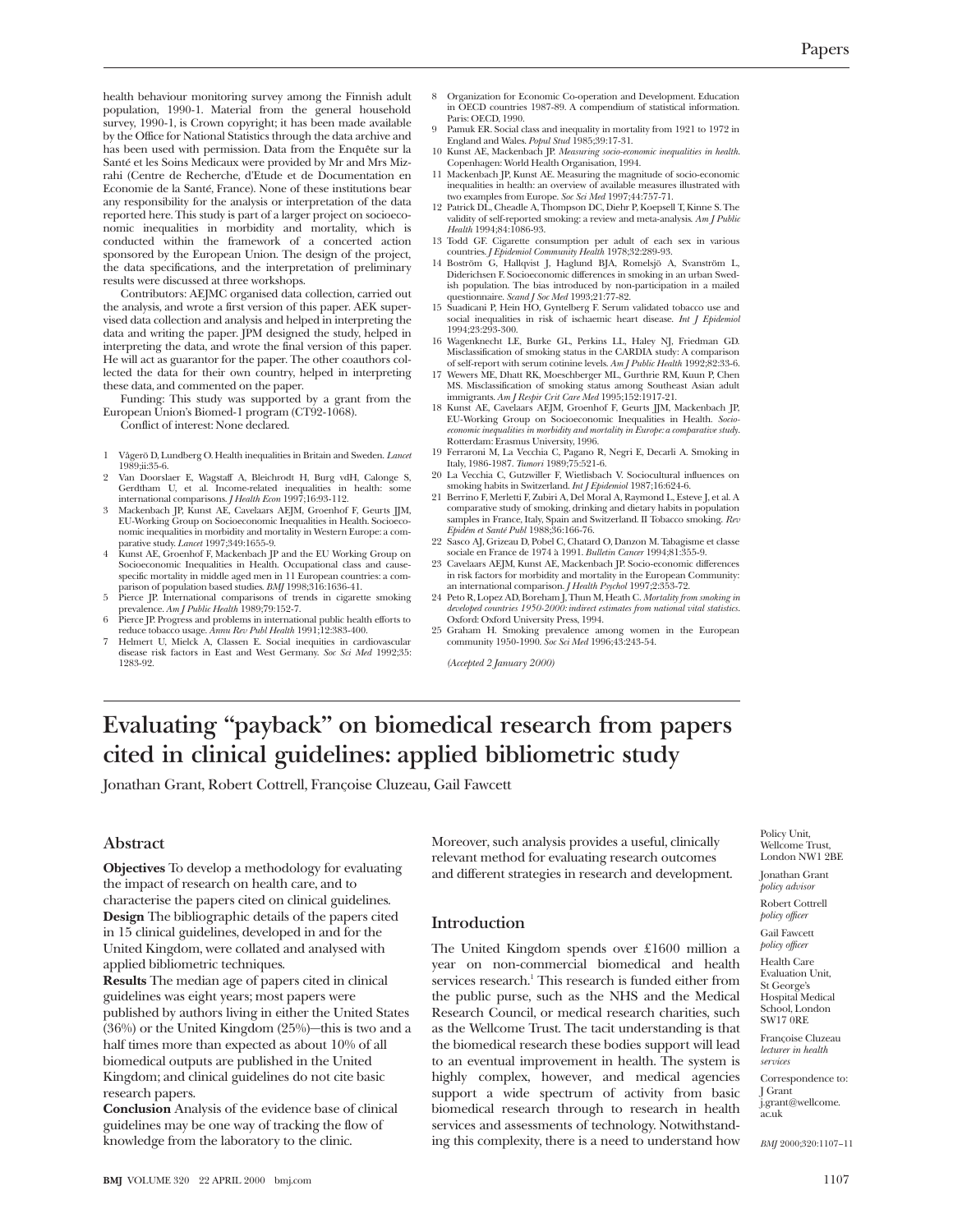health behaviour monitoring survey among the Finnish adult population, 1990-1. Material from the general household survey, 1990-1, is Crown copyright; it has been made available by the Office for National Statistics through the data archive and has been used with permission. Data from the Enquête sur la Santé et les Soins Medicaux were provided by Mr and Mrs Mizrahi (Centre de Recherche, d'Etude et de Documentation en Economie de la Santé, France). None of these institutions bear any responsibility for the analysis or interpretation of the data reported here. This study is part of a larger project on socioeconomic inequalities in morbidity and mortality, which is conducted within the framework of a concerted action sponsored by the European Union. The design of the project, the data specifications, and the interpretation of preliminary results were discussed at three workshops.

Contributors: AEJMC organised data collection, carried out the analysis, and wrote a first version of this paper. AEK supervised data collection and analysis and helped in interpreting the data and writing the paper. JPM designed the study, helped in interpreting the data, and wrote the final version of this paper. He will act as guarantor for the paper. The other coauthors collected the data for their own country, helped in interpreting these data, and commented on the paper.

Funding: This study was supported by a grant from the European Union's Biomed-1 program (CT92-1068).

Conflict of interest: None declared.

1 Vågerö D, Lundberg O. Health inequalities in Britain and Sweden. *Lancet* 1989;ii:35-6.
2 Van Doorslaer E, Wagstaff A, Bleichrodt H, Burg vdH, Calonge S, Gerdtham U, et al. Income-related inequalities in health: some international comparisons. *J Health Econ* 1997;16:93-112.
3 Mackenbach JP, Kunst AE, Cavelaars AEJM, Groenhof F, Geurts JJM, EU-Working Group on Socioeconomic Inequalities in Health. Socioeconomic inequalities in morbidity and mortality in Western Europe: a comparative study. *Lancet* 1997;349:1655-9.
4 Kunst AE, Groenhof F, Mackenbach JP and the EU Working Group on Socioeconomic Inequalities in Health. Occupational class and cause-specific mortality in middle aged men in 11 European countries: a comparison of population based studies. *BMJ* 1998;316:1636-41.
5 Pierce JP. International comparisons of trends in cigarette smoking prevalence. *Am J Public Health* 1989;79:152-7.
6 Pierce JP. Progress and problems in international public health efforts to reduce tobacco usage. *Annu Rev Publ Health* 1991;12:383-400.
7 Helmert U, Mielck A, Classen E. Social inequities in cardiovascular disease risk factors in East and West Germany. *Soc Sci Med* 1992;35:1283-92.
8 Organization for Economic Co-operation and Development. Education in OECD countries 1987-89. A compendium of statistical information. Paris: OECD, 1990.
9 Pamuk ER. Social class and inequality in mortality from 1921 to 1972 in England and Wales. *Popul Stud* 1985;39:17-31.
10 Kunst AE, Mackenbach JP. *Measuring socio-economic inequalities in health*. Copenhagen: World Health Organisation, 1994.
11 Mackenbach JP, Kunst AE. Measuring the magnitude of socio-economic inequalities in health: an overview of available measures illustrated with two examples from Europe. *Soc Sci Med* 1997;44:757-71.
12 Patrick DL, Cheadle A, Thompson DC, Diehr P, Koepsell T, Kinne S. The validity of self-reported smoking: a review and meta-analysis. *Am J Public Health* 1994;84:1086-93.
13 Todd GF. Cigarette consumption per adult of each sex in various countries. *J Epidemiol Community Health* 1978;32:289-93.
14 Boström G, Hallqvist J, Haglund BJA, Romelsjö A, Svanström L, Diderichsen F. Socioeconomic differences in smoking in an urban Swedish population. The bias introduced by non-participation in a mailed questionnaire. *Scand J Soc Med* 1993;21:77-82.
15 Suadicani P, Hein HO, Gyntelberg F. Serum validated tobacco use and social inequalities in risk of ischaemic heart disease. *Int J Epidemiol* 1994;23:293-300.
16 Wagenknecht LE, Burke GL, Perkins LL, Haley NJ, Friedman GD. Misclassification of smoking status in the CARDIA study: A comparison of self-report with serum cotinine levels. *Am J Public Health* 1992;82:33-6.
17 Wewers ME, Dhatt RK, Moeschberger ML, Gurthrie RM, Kuun P, Chen MS. Misclassification of smoking status among Southeast Asian adult immigrants. *Am J Respir Crit Care Med* 1995;152:1917-21.
18 Kunst AE, Cavelaars AEJM, Groenhof F, Geurts JJM, Mackenbach JP, EU-Working Group on Socioeconomic Inequalities in Health. *Socio-economic inequalities in morbidity and mortality in Europe: a comparative study*. Rotterdam: Erasmus University, 1996.
19 Ferraroni M, La Vecchia C, Pagano R, Negri E, Decarli A. Smoking in Italy, 1986-1987. *Tumori* 1989;75:521-6.
20 La Vecchia C, Gutzwiller F, Wietlisbach V. Sociocultural influences on smoking habits in Switzerland. *Int J Epidemiol* 1987;16:624-6.
21 Berrino F, Merletti F, Zubiri A, Del Moral A, Raymond L, Esteve J, et al. A comparative study of smoking, drinking and dietary habits in population samples in France, Italy, Spain and Switzerland. II Tobacco smoking. *Rev Epidém et Santé Publ* 1988;36:166-76.
22 Sasco AJ, Grizeau D, Pobel C, Chatard O, Danzon M. Tabagisme et classe sociale en France de 1974 à 1991. *Bulletin Cancer* 1994;81:355-9.
23 Cavelaars AEJM, Kunst AE, Mackenbach JP. Socio-economic differences in risk factors for morbidity and mortality in the European Community: an international comparison. *J Health Psychol* 1997;2:353-72.
24 Peto R, Lopez AD, Boreham J, Thun M, Heath C. *Mortality from smoking in developed countries 1950-2000: indirect estimates from national vital statistics*. Oxford: Oxford University Press, 1994.
25 Graham H. Smoking prevalence among women in the European community 1950-1990. *Soc Sci Med* 1996;43:243-54.

*(Accepted 2 January 2000)*

# Evaluating "payback" on biomedical research from papers cited in clinical guidelines: applied bibliometric study

Jonathan Grant, Robert Cottrell, Françoise Cluzeau, Gail Fawcett

Policy Unit, Wellcome Trust, London NW1 2BE
Jonathan Grant *policy advisor*
Robert Cottrell *policy officer*
Gail Fawcett *policy officer*
Health Care Evaluation Unit, St George's Hospital Medical School, London SW17 0RE
Françoise Cluzeau *lecturer in health services*
Correspondence to: J Grant j.grant@wellcome.ac.uk

*BMJ* 2000;320:1107–11

## Abstract

**Objectives** To develop a methodology for evaluating the impact of research on health care, and to characterise the papers cited on clinical guidelines.
**Design** The bibliographic details of the papers cited in 15 clinical guidelines, developed in and for the United Kingdom, were collated and analysed with applied bibliometric techniques.
**Results** The median age of papers cited in clinical guidelines was eight years; most papers were published by authors living in either the United States (36%) or the United Kingdom (25%)—this is two and a half times more than expected as about 10% of all biomedical outputs are published in the United Kingdom; and clinical guidelines do not cite basic research papers.
**Conclusion** Analysis of the evidence base of clinical guidelines may be one way of tracking the flow of knowledge from the laboratory to the clinic. Moreover, such analysis provides a useful, clinically relevant method for evaluating research outcomes and different strategies in research and development.

## Introduction

The United Kingdom spends over £1600 million a year on non-commercial biomedical and health services research.[1] This research is funded either from the public purse, such as the NHS and the Medical Research Council, or medical research charities, such as the Wellcome Trust. The tacit understanding is that the biomedical research these bodies support will lead to an eventual improvement in health. The system is highly complex, however, and medical agencies support a wide spectrum of activity from basic biomedical research through to research in health services and assessments of technology. Notwithstanding this complexity, there is a need to understand how